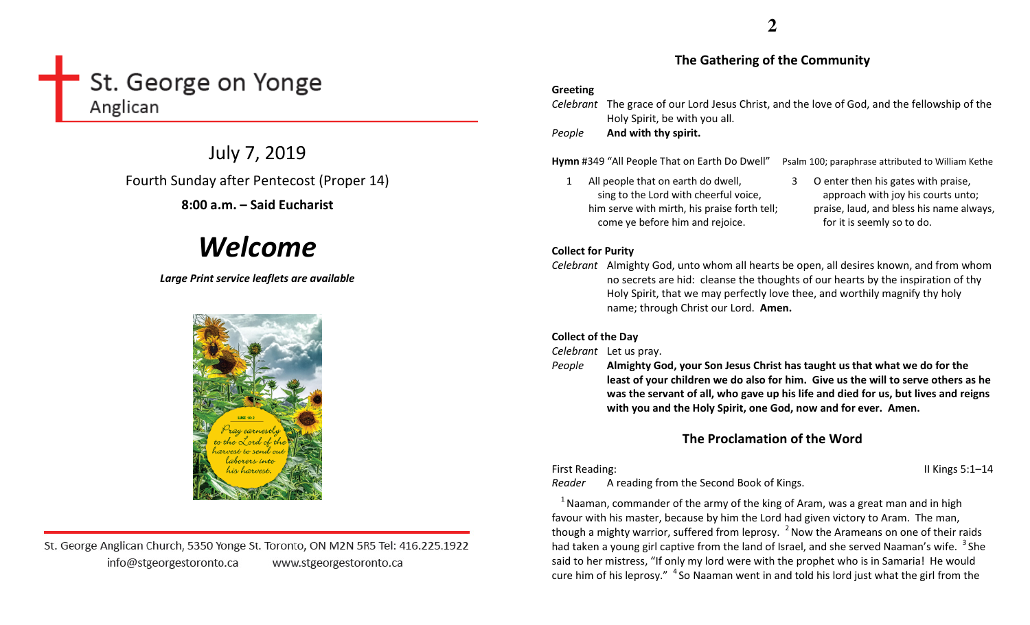# St. George on Yonge
Anglican

## July 7, 2019

Fourth Sunday after Pentecost (Proper 14)

**8:00 a.m. – Said Eucharist**

# ***Welcome***

***Large Print service leaflets are available***

St. George Anglican Church, 5350 Yonge St. Toronto, ON M2N 5R5 Tel: 416.225.1922
info@stgeorgestoronto.ca www.stgeorgestoronto.ca

## The Gathering of the Community

**Greeting**

*Celebrant* The grace of our Lord Jesus Christ, and the love of God, and the fellowship of the Holy Spirit, be with you all.

*People* **And with thy spirit.**

**Hymn** #349 "All People That on Earth Do Dwell" Psalm 100; paraphrase attributed to William Kethe

1 All people that on earth do dwell,
sing to the Lord with cheerful voice,
him serve with mirth, his praise forth tell;
come ye before him and rejoice.

3 O enter then his gates with praise,
approach with joy his courts unto;
praise, laud, and bless his name always,
for it is seemly so to do.

**Collect for Purity**

*Celebrant* Almighty God, unto whom all hearts be open, all desires known, and from whom no secrets are hid: cleanse the thoughts of our hearts by the inspiration of thy Holy Spirit, that we may perfectly love thee, and worthily magnify thy holy name; through Christ our Lord. **Amen.**

**Collect of the Day**

*Celebrant* Let us pray.

*People* **Almighty God, your Son Jesus Christ has taught us that what we do for the least of your children we do also for him. Give us the will to serve others as he was the servant of all, who gave up his life and died for us, but lives and reigns with you and the Holy Spirit, one God, now and for ever. Amen.**

## The Proclamation of the Word

First Reading: II Kings 5:1–14

*Reader* A reading from the Second Book of Kings.

[1] Naaman, commander of the army of the king of Aram, was a great man and in high favour with his master, because by him the Lord had given victory to Aram. The man, though a mighty warrior, suffered from leprosy. [2] Now the Arameans on one of their raids had taken a young girl captive from the land of Israel, and she served Naaman's wife. [3] She said to her mistress, "If only my lord were with the prophet who is in Samaria! He would cure him of his leprosy." [4] So Naaman went in and told his lord just what the girl from the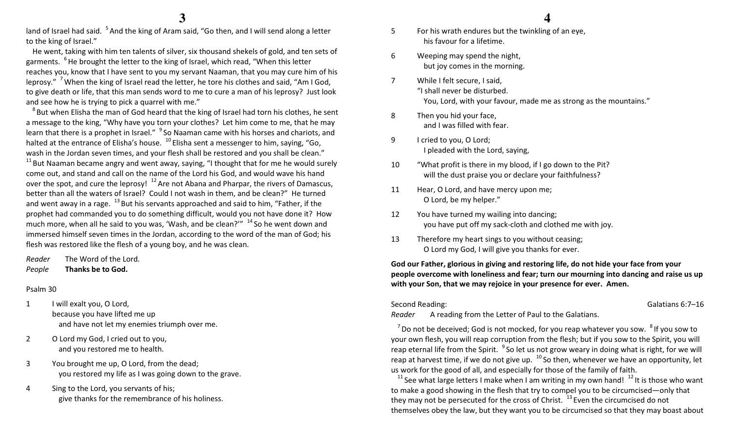land of Israel had said. [5] And the king of Aram said, "Go then, and I will send along a letter to the king of Israel."

He went, taking with him ten talents of silver, six thousand shekels of gold, and ten sets of garments. [6] He brought the letter to the king of Israel, which read, "When this letter reaches you, know that I have sent to you my servant Naaman, that you may cure him of his leprosy." [7] When the king of Israel read the letter, he tore his clothes and said, "Am I God, to give death or life, that this man sends word to me to cure a man of his leprosy? Just look and see how he is trying to pick a quarrel with me."

[8] But when Elisha the man of God heard that the king of Israel had torn his clothes, he sent a message to the king, "Why have you torn your clothes? Let him come to me, that he may learn that there is a prophet in Israel." [9] So Naaman came with his horses and chariots, and halted at the entrance of Elisha's house. [10] Elisha sent a messenger to him, saying, "Go, wash in the Jordan seven times, and your flesh shall be restored and you shall be clean." [11] But Naaman became angry and went away, saying, "I thought that for me he would surely come out, and stand and call on the name of the Lord his God, and would wave his hand over the spot, and cure the leprosy! [12] Are not Abana and Pharpar, the rivers of Damascus, better than all the waters of Israel? Could I not wash in them, and be clean?" He turned and went away in a rage. [13] But his servants approached and said to him, "Father, if the prophet had commanded you to do something difficult, would you not have done it? How much more, when all he said to you was, 'Wash, and be clean?'" [14] So he went down and immersed himself seven times in the Jordan, according to the word of the man of God; his flesh was restored like the flesh of a young boy, and he was clean.

*Reader* The Word of the Lord.
*People* **Thanks be to God.**

Psalm 30

1 I will exalt you, O Lord,
because you have lifted me up
and have not let my enemies triumph over me.

2 O Lord my God, I cried out to you,
and you restored me to health.

3 You brought me up, O Lord, from the dead;
you restored my life as I was going down to the grave.

4 Sing to the Lord, you servants of his;
give thanks for the remembrance of his holiness.

5 For his wrath endures but the twinkling of an eye,
his favour for a lifetime.

6 Weeping may spend the night,
but joy comes in the morning.

7 While I felt secure, I said,
"I shall never be disturbed.
You, Lord, with your favour, made me as strong as the mountains."

8 Then you hid your face,
and I was filled with fear.

9 I cried to you, O Lord;
I pleaded with the Lord, saying,

10 "What profit is there in my blood, if I go down to the Pit?
will the dust praise you or declare your faithfulness?

11 Hear, O Lord, and have mercy upon me;
O Lord, be my helper."

12 You have turned my wailing into dancing;
you have put off my sack-cloth and clothed me with joy.

13 Therefore my heart sings to you without ceasing;
O Lord my God, I will give you thanks for ever.

**God our Father, glorious in giving and restoring life, do not hide your face from your people overcome with loneliness and fear; turn our mourning into dancing and raise us up with your Son, that we may rejoice in your presence for ever. Amen.**

Second Reading: Galatians 6:7–16

*Reader* A reading from the Letter of Paul to the Galatians.

[7] Do not be deceived; God is not mocked, for you reap whatever you sow. [8] If you sow to your own flesh, you will reap corruption from the flesh; but if you sow to the Spirit, you will reap eternal life from the Spirit. [9] So let us not grow weary in doing what is right, for we will reap at harvest time, if we do not give up. [10] So then, whenever we have an opportunity, let us work for the good of all, and especially for those of the family of faith.

[11] See what large letters I make when I am writing in my own hand! [12] It is those who want to make a good showing in the flesh that try to compel you to be circumcised—only that they may not be persecuted for the cross of Christ. [13] Even the circumcised do not themselves obey the law, but they want you to be circumcised so that they may boast about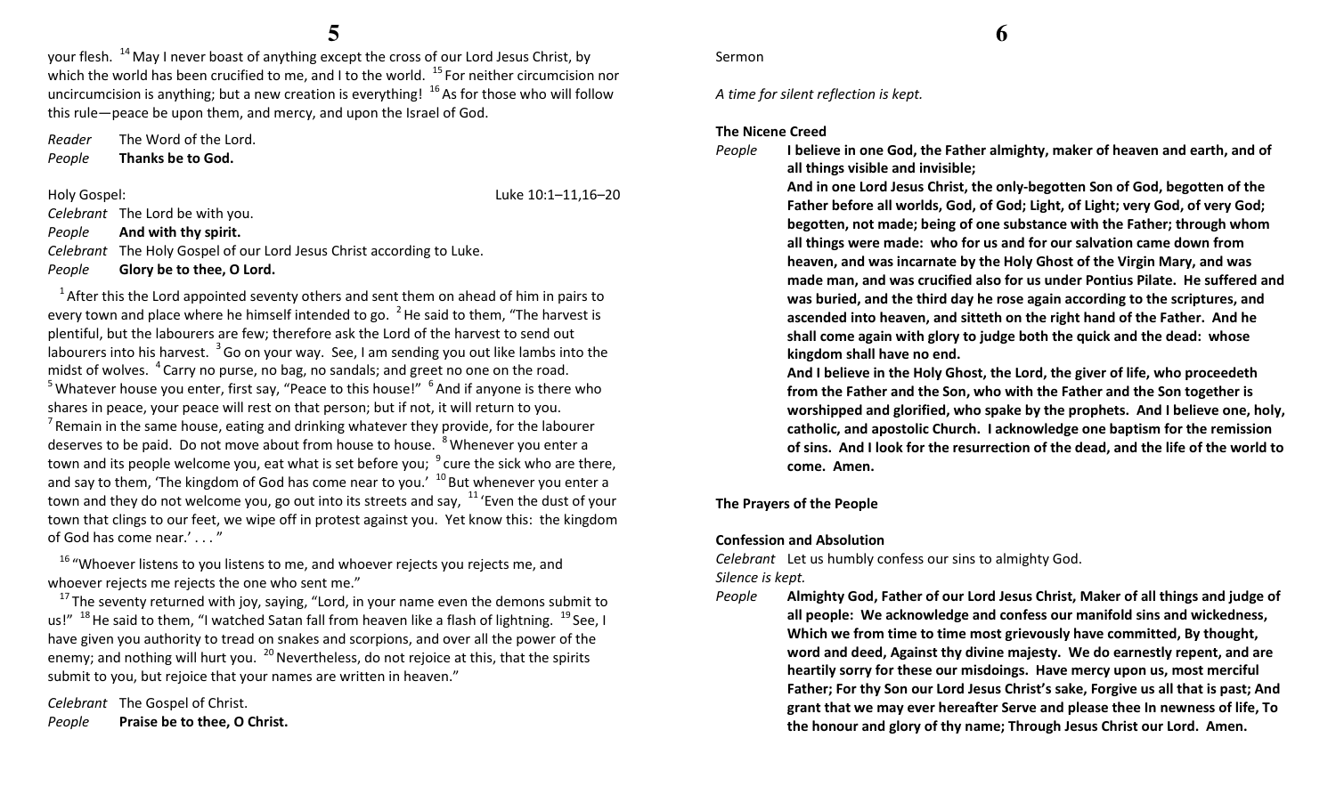your flesh. [14] May I never boast of anything except the cross of our Lord Jesus Christ, by which the world has been crucified to me, and I to the world. [15] For neither circumcision nor uncircumcision is anything; but a new creation is everything! [16] As for those who will follow this rule—peace be upon them, and mercy, and upon the Israel of God.

*Reader* The Word of the Lord.
*People* **Thanks be to God.**

Holy Gospel: Luke 10:1–11,16–20

*Celebrant* The Lord be with you.
*People* **And with thy spirit.**
*Celebrant* The Holy Gospel of our Lord Jesus Christ according to Luke.
*People* **Glory be to thee, O Lord.**

[1] After this the Lord appointed seventy others and sent them on ahead of him in pairs to every town and place where he himself intended to go. [2] He said to them, "The harvest is plentiful, but the labourers are few; therefore ask the Lord of the harvest to send out labourers into his harvest. [3] Go on your way. See, I am sending you out like lambs into the midst of wolves. [4] Carry no purse, no bag, no sandals; and greet no one on the road. [5] Whatever house you enter, first say, "Peace to this house!" [6] And if anyone is there who shares in peace, your peace will rest on that person; but if not, it will return to you. [7] Remain in the same house, eating and drinking whatever they provide, for the labourer deserves to be paid. Do not move about from house to house. [8] Whenever you enter a town and its people welcome you, eat what is set before you; [9] cure the sick who are there, and say to them, 'The kingdom of God has come near to you.' [10] But whenever you enter a town and they do not welcome you, go out into its streets and say, [11] 'Even the dust of your town that clings to our feet, we wipe off in protest against you. Yet know this: the kingdom of God has come near.' . . . "

[16] "Whoever listens to you listens to me, and whoever rejects you rejects me, and whoever rejects me rejects the one who sent me."

[17] The seventy returned with joy, saying, "Lord, in your name even the demons submit to us!" [18] He said to them, "I watched Satan fall from heaven like a flash of lightning. [19] See, I have given you authority to tread on snakes and scorpions, and over all the power of the enemy; and nothing will hurt you. [20] Nevertheless, do not rejoice at this, that the spirits submit to you, but rejoice that your names are written in heaven."

*Celebrant* The Gospel of Christ.
*People* **Praise be to thee, O Christ.**

Sermon

*A time for silent reflection is kept.*

**The Nicene Creed**

*People* **I believe in one God, the Father almighty, maker of heaven and earth, and of all things visible and invisible;**
**And in one Lord Jesus Christ, the only-begotten Son of God, begotten of the Father before all worlds, God, of God; Light, of Light; very God, of very God; begotten, not made; being of one substance with the Father; through whom all things were made: who for us and for our salvation came down from heaven, and was incarnate by the Holy Ghost of the Virgin Mary, and was made man, and was crucified also for us under Pontius Pilate. He suffered and was buried, and the third day he rose again according to the scriptures, and ascended into heaven, and sitteth on the right hand of the Father. And he shall come again with glory to judge both the quick and the dead: whose kingdom shall have no end.**
**And I believe in the Holy Ghost, the Lord, the giver of life, who proceedeth from the Father and the Son, who with the Father and the Son together is worshipped and glorified, who spake by the prophets. And I believe one, holy, catholic, and apostolic Church. I acknowledge one baptism for the remission of sins. And I look for the resurrection of the dead, and the life of the world to come. Amen.**

**The Prayers of the People**

**Confession and Absolution**

*Celebrant* Let us humbly confess our sins to almighty God.
*Silence is kept.*
*People* **Almighty God, Father of our Lord Jesus Christ, Maker of all things and judge of all people: We acknowledge and confess our manifold sins and wickedness, Which we from time to time most grievously have committed, By thought, word and deed, Against thy divine majesty. We do earnestly repent, and are heartily sorry for these our misdoings. Have mercy upon us, most merciful Father; For thy Son our Lord Jesus Christ's sake, Forgive us all that is past; And grant that we may ever hereafter Serve and please thee In newness of life, To the honour and glory of thy name; Through Jesus Christ our Lord. Amen.**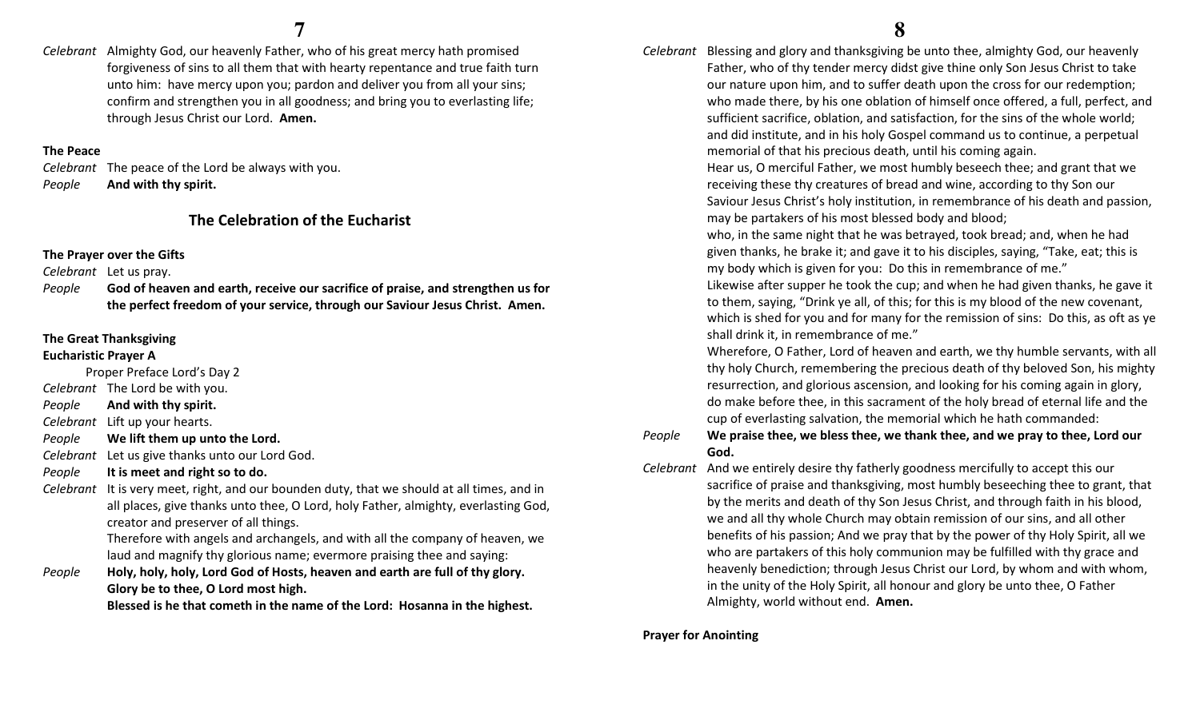*Celebrant* Almighty God, our heavenly Father, who of his great mercy hath promised forgiveness of sins to all them that with hearty repentance and true faith turn unto him: have mercy upon you; pardon and deliver you from all your sins; confirm and strengthen you in all goodness; and bring you to everlasting life; through Jesus Christ our Lord. **Amen.**

**The Peace**

*Celebrant* The peace of the Lord be always with you.
*People* **And with thy spirit.**

## The Celebration of the Eucharist

**The Prayer over the Gifts**

*Celebrant* Let us pray.
*People* **God of heaven and earth, receive our sacrifice of praise, and strengthen us for the perfect freedom of your service, through our Saviour Jesus Christ. Amen.**

**The Great Thanksgiving**
**Eucharistic Prayer A**

Proper Preface Lord's Day 2

*Celebrant* The Lord be with you.
*People* **And with thy spirit.**
*Celebrant* Lift up your hearts.
*People* **We lift them up unto the Lord.**
*Celebrant* Let us give thanks unto our Lord God.
*People* **It is meet and right so to do.**
*Celebrant* It is very meet, right, and our bounden duty, that we should at all times, and in all places, give thanks unto thee, O Lord, holy Father, almighty, everlasting God, creator and preserver of all things.
Therefore with angels and archangels, and with all the company of heaven, we laud and magnify thy glorious name; evermore praising thee and saying:
*People* **Holy, holy, holy, Lord God of Hosts, heaven and earth are full of thy glory. Glory be to thee, O Lord most high.**
**Blessed is he that cometh in the name of the Lord: Hosanna in the highest.**

*Celebrant* Blessing and glory and thanksgiving be unto thee, almighty God, our heavenly Father, who of thy tender mercy didst give thine only Son Jesus Christ to take our nature upon him, and to suffer death upon the cross for our redemption; who made there, by his one oblation of himself once offered, a full, perfect, and sufficient sacrifice, oblation, and satisfaction, for the sins of the whole world; and did institute, and in his holy Gospel command us to continue, a perpetual memorial of that his precious death, until his coming again.
Hear us, O merciful Father, we most humbly beseech thee; and grant that we receiving these thy creatures of bread and wine, according to thy Son our Saviour Jesus Christ's holy institution, in remembrance of his death and passion, may be partakers of his most blessed body and blood;
who, in the same night that he was betrayed, took bread; and, when he had given thanks, he brake it; and gave it to his disciples, saying, "Take, eat; this is my body which is given for you: Do this in remembrance of me."
Likewise after supper he took the cup; and when he had given thanks, he gave it to them, saying, "Drink ye all, of this; for this is my blood of the new covenant, which is shed for you and for many for the remission of sins: Do this, as oft as ye shall drink it, in remembrance of me."
Wherefore, O Father, Lord of heaven and earth, we thy humble servants, with all thy holy Church, remembering the precious death of thy beloved Son, his mighty resurrection, and glorious ascension, and looking for his coming again in glory, do make before thee, in this sacrament of the holy bread of eternal life and the cup of everlasting salvation, the memorial which he hath commanded:
*People* **We praise thee, we bless thee, we thank thee, and we pray to thee, Lord our God.**
*Celebrant* And we entirely desire thy fatherly goodness mercifully to accept this our sacrifice of praise and thanksgiving, most humbly beseeching thee to grant, that by the merits and death of thy Son Jesus Christ, and through faith in his blood, we and all thy whole Church may obtain remission of our sins, and all other benefits of his passion; And we pray that by the power of thy Holy Spirit, all we who are partakers of this holy communion may be fulfilled with thy grace and heavenly benediction; through Jesus Christ our Lord, by whom and with whom, in the unity of the Holy Spirit, all honour and glory be unto thee, O Father Almighty, world without end. **Amen.**

**Prayer for Anointing**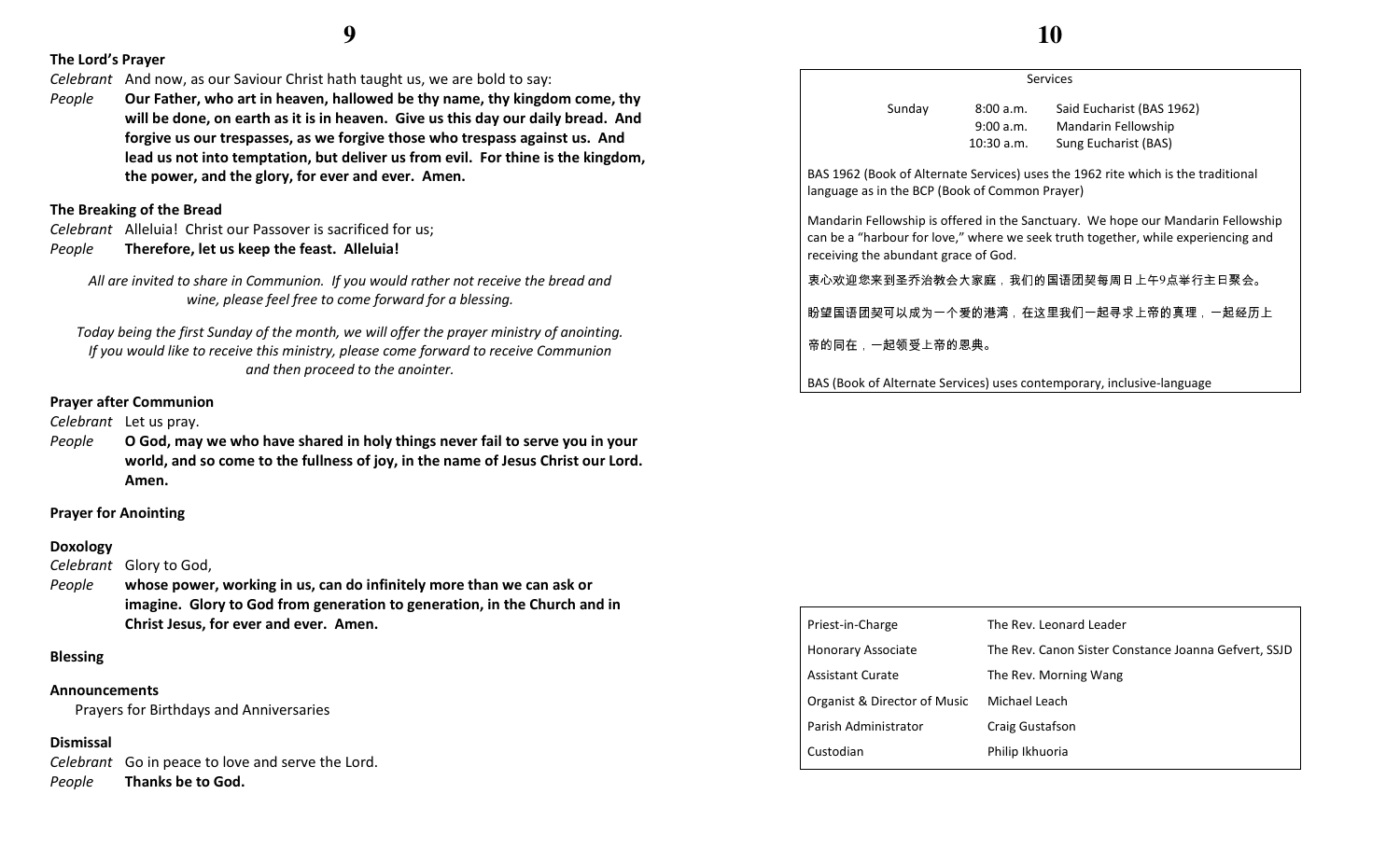### The Lord's Prayer

*Celebrant* And now, as our Saviour Christ hath taught us, we are bold to say:

*People* **Our Father, who art in heaven, hallowed be thy name, thy kingdom come, thy will be done, on earth as it is in heaven. Give us this day our daily bread. And forgive us our trespasses, as we forgive those who trespass against us. And lead us not into temptation, but deliver us from evil. For thine is the kingdom, the power, and the glory, for ever and ever. Amen.**

### The Breaking of the Bread

*Celebrant* Alleluia! Christ our Passover is sacrificed for us;

*People* **Therefore, let us keep the feast. Alleluia!**

*All are invited to share in Communion. If you would rather not receive the bread and wine, please feel free to come forward for a blessing.*

*Today being the first Sunday of the month, we will offer the prayer ministry of anointing. If you would like to receive this ministry, please come forward to receive Communion and then proceed to the anointer.*

### Prayer after Communion

*Celebrant* Let us pray.

*People* **O God, may we who have shared in holy things never fail to serve you in your world, and so come to the fullness of joy, in the name of Jesus Christ our Lord. Amen.**

### Prayer for Anointing

### Doxology

*Celebrant* Glory to God,

*People* **whose power, working in us, can do infinitely more than we can ask or imagine. Glory to God from generation to generation, in the Church and in Christ Jesus, for ever and ever. Amen.**

### Blessing

### Announcements

Prayers for Birthdays and Anniversaries

### Dismissal

*Celebrant* Go in peace to love and serve the Lord.

*People* **Thanks be to God.**

Services

| | | |
|---|---|---|
| Sunday | 8:00 a.m. | Said Eucharist (BAS 1962) |
| | 9:00 a.m. | Mandarin Fellowship |
| | 10:30 a.m. | Sung Eucharist (BAS) |

BAS 1962 (Book of Alternate Services) uses the 1962 rite which is the traditional language as in the BCP (Book of Common Prayer)

Mandarin Fellowship is offered in the Sanctuary. We hope our Mandarin Fellowship can be a "harbour for love," where we seek truth together, while experiencing and receiving the abundant grace of God.

衷心欢迎您来到圣乔治教会大家庭，我们的国语团契每周日上午9点举行主日聚会。

盼望国语团契可以成为一个爱的港湾，在这里我们一起寻求上帝的真理，一起经历上帝的同在，一起领受上帝的恩典。

BAS (Book of Alternate Services) uses contemporary, inclusive-language

| | |
|---|---|
| Priest-in-Charge | The Rev. Leonard Leader |
| Honorary Associate | The Rev. Canon Sister Constance Joanna Gefvert, SSJD |
| Assistant Curate | The Rev. Morning Wang |
| Organist & Director of Music | Michael Leach |
| Parish Administrator | Craig Gustafson |
| Custodian | Philip Ikhuoria |